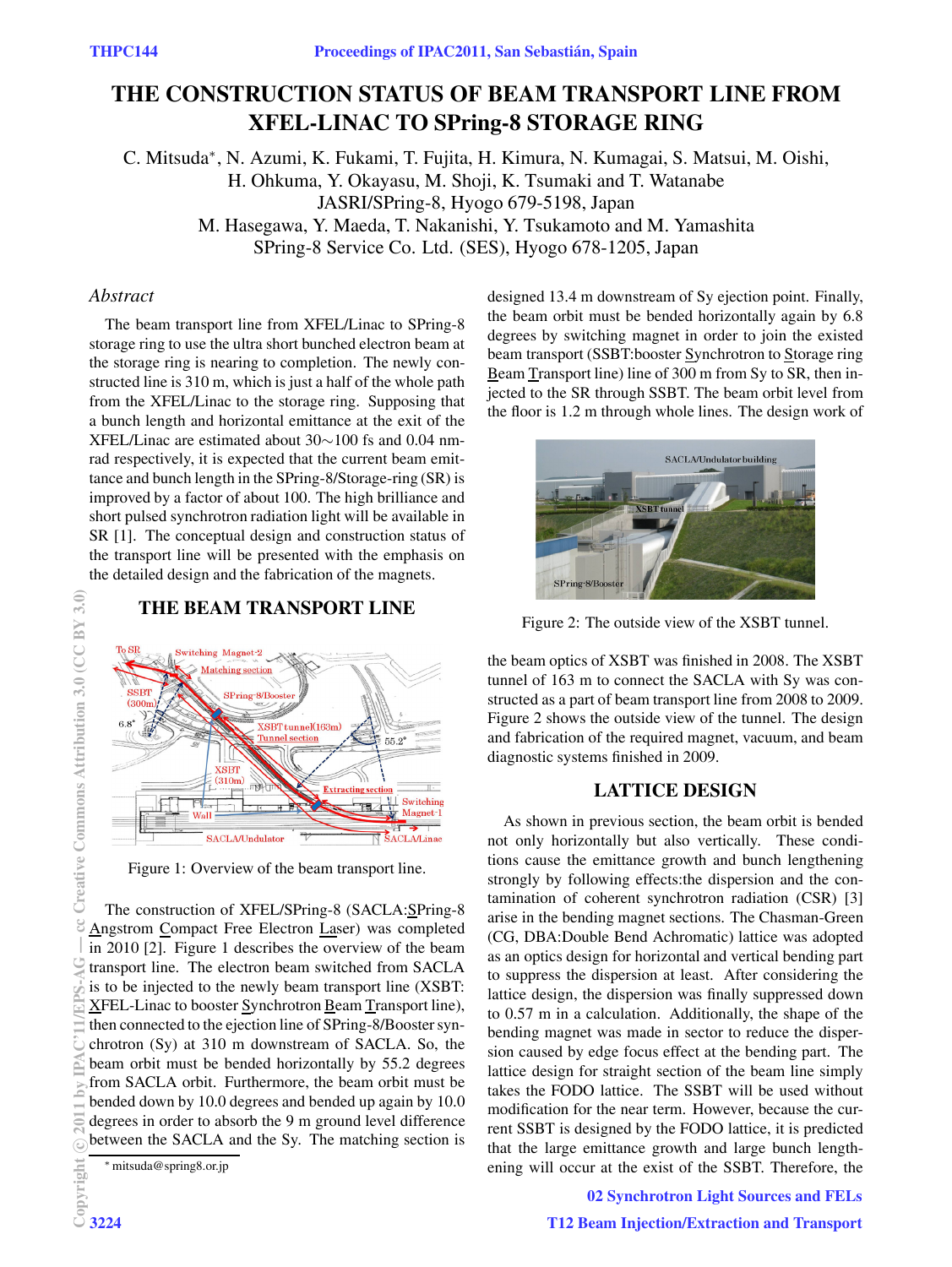# THE CONSTRUCTION STATUS OF BEAM TRANSPORT LINE FROM XFEL-LINAC TO SPring-8 STORAGE RING

C. Mitsuda*, N. Azumi, K. Fukami, T. Fujita, H. Kimura, N. Kumagai, S. Matsui, M. Oishi, H. Ohkuma, Y. Okayasu, M. Shoji, K. Tsumaki and T. Watanabe
JASRI/SPring-8, Hyogo 679-5198, Japan
M. Hasegawa, Y. Maeda, T. Nakanishi, Y. Tsukamoto and M. Yamashita
SPring-8 Service Co. Ltd. (SES), Hyogo 678-1205, Japan

## *Abstract*

The beam transport line from XFEL/Linac to SPring-8 storage ring to use the ultra short bunched electron beam at the storage ring is nearing to completion. The newly constructed line is 310 m, which is just a half of the whole path from the XFEL/Linac to the storage ring. Supposing that a bunch length and horizontal emittance at the exit of the XFEL/Linac are estimated about 30∼100 fs and 0.04 nm-rad respectively, it is expected that the current beam emittance and bunch length in the SPring-8/Storage-ring (SR) is improved by a factor of about 100. The high brilliance and short pulsed synchrotron radiation light will be available in SR [1]. The conceptual design and construction status of the transport line will be presented with the emphasis on the detailed design and the fabrication of the magnets.

## THE BEAM TRANSPORT LINE

Figure 1: Overview of the beam transport line.

The construction of XFEL/SPring-8 (SACLA:SPring-8 Angstrom Compact Free Electron Laser) was completed in 2010 [2]. Figure 1 describes the overview of the beam transport line. The electron beam switched from SACLA is to be injected to the newly beam transport line (XSBT: XFEL-Linac to booster Synchrotron Beam Transport line), then connected to the ejection line of SPring-8/Booster synchrotron (Sy) at 310 m downstream of SACLA. So, the beam orbit must be bended horizontally by 55.2 degrees from SACLA orbit. Furthermore, the beam orbit must be bended down by 10.0 degrees and bended up again by 10.0 degrees in order to absorb the 9 m ground level difference between the SACLA and the Sy. The matching section is designed 13.4 m downstream of Sy ejection point. Finally, the beam orbit must be bended horizontally again by 6.8 degrees by switching magnet in order to join the existed beam transport (SSBT:booster Synchrotron to Storage ring Beam Transport line) line of 300 m from Sy to SR, then injected to the SR through SSBT. The beam orbit level from the floor is 1.2 m through whole lines. The design work of the beam optics of XSBT was finished in 2008. The XSBT tunnel of 163 m to connect the SACLA with Sy was constructed as a part of beam transport line from 2008 to 2009. Figure 2 shows the outside view of the tunnel. The design and fabrication of the required magnet, vacuum, and beam diagnostic systems finished in 2009.

Figure 2: The outside view of the XSBT tunnel.

## LATTICE DESIGN

As shown in previous section, the beam orbit is bended not only horizontally but also vertically. These conditions cause the emittance growth and bunch lengthening strongly by following effects:the dispersion and the contamination of coherent synchrotron radiation (CSR) [3] arise in the bending magnet sections. The Chasman-Green (CG, DBA:Double Bend Achromatic) lattice was adopted as an optics design for horizontal and vertical bending part to suppress the dispersion at least. After considering the lattice design, the dispersion was finally suppressed down to 0.57 m in a calculation. Additionally, the shape of the bending magnet was made in sector to reduce the dispersion caused by edge focus effect at the bending part. The lattice design for straight section of the beam line simply takes the FODO lattice. The SSBT will be used without modification for the near term. However, because the current SSBT is designed by the FODO lattice, it is predicted that the large emittance growth and large bunch lengthening will occur at the exist of the SSBT. Therefore, the

* mitsuda@spring8.or.jp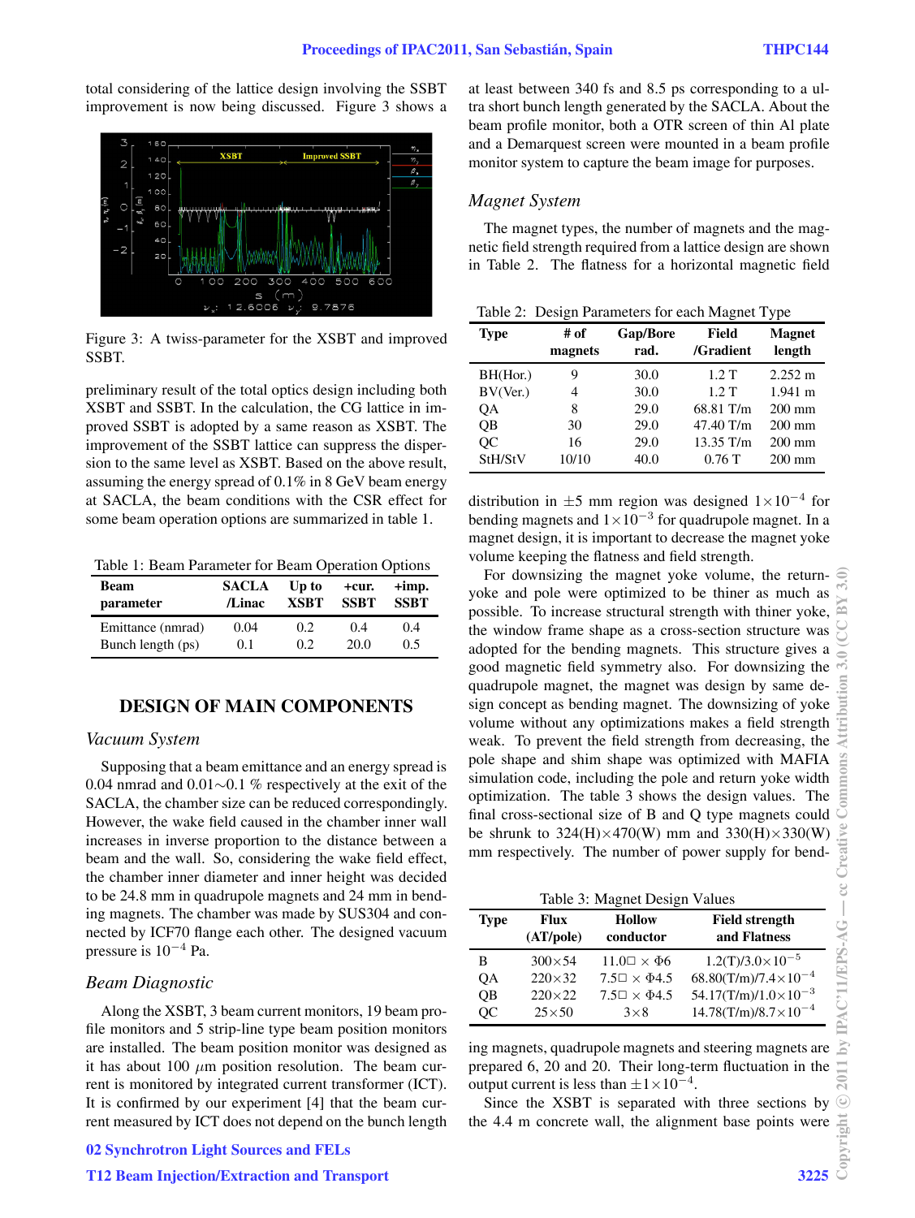total considering of the lattice design involving the SSBT improvement is now being discussed. Figure 3 shows a

Figure 3: A twiss-parameter for the XSBT and improved SSBT.

preliminary result of the total optics design including both XSBT and SSBT. In the calculation, the CG lattice in improved SSBT is adopted by a same reason as XSBT. The improvement of the SSBT lattice can suppress the dispersion to the same level as XSBT. Based on the above result, assuming the energy spread of 0.1% in 8 GeV beam energy at SACLA, the beam conditions with the CSR effect for some beam operation options are summarized in table 1.

Table 1: Beam Parameter for Beam Operation Options

| Beam parameter | SACLA /Linac | Up to XSBT | +cur. SSBT | +imp. SSBT |
|---|---|---|---|---|
| Emittance (nmrad) | 0.04 | 0.2 | 0.4 | 0.4 |
| Bunch length (ps) | 0.1 | 0.2 | 20.0 | 0.5 |

## DESIGN OF MAIN COMPONENTS

### *Vacuum System*

Supposing that a beam emittance and an energy spread is 0.04 nmrad and 0.01∼0.1 % respectively at the exit of the SACLA, the chamber size can be reduced correspondingly. However, the wake field caused in the chamber inner wall increases in inverse proportion to the distance between a beam and the wall. So, considering the wake field effect, the chamber inner diameter and inner height was decided to be 24.8 mm in quadrupole magnets and 24 mm in bending magnets. The chamber was made by SUS304 and connected by ICF70 flange each other. The designed vacuum pressure is $10^{-4}$ Pa.

### *Beam Diagnostic*

Along the XSBT, 3 beam current monitors, 19 beam profile monitors and 5 strip-line type beam position monitors are installed. The beam position monitor was designed as it has about 100 $\mu$m position resolution. The beam current is monitored by integrated current transformer (ICT). It is confirmed by our experiment [4] that the beam current measured by ICT does not depend on the bunch length at least between 340 fs and 8.5 ps corresponding to a ultra short bunch length generated by the SACLA. About the beam profile monitor, both a OTR screen of thin Al plate and a Demarquest screen were mounted in a beam profile monitor system to capture the beam image for purposes.

### *Magnet System*

The magnet types, the number of magnets and the magnetic field strength required from a lattice design are shown in Table 2. The flatness for a horizontal magnetic field distribution in ±5 mm region was designed $1\times10^{-4}$ for bending magnets and $1\times10^{-3}$ for quadrupole magnet. In a magnet design, it is important to decrease the magnet yoke volume keeping the flatness and field strength.

Table 2: Design Parameters for each Magnet Type

| Type | # of magnets | Gap/Bore rad. | Field /Gradient | Magnet length |
|---|---|---|---|---|
| BH(Hor.) | 9 | 30.0 | 1.2 T | 2.252 m |
| BV(Ver.) | 4 | 30.0 | 1.2 T | 1.941 m |
| QA | 8 | 29.0 | 68.81 T/m | 200 mm |
| QB | 30 | 29.0 | 47.40 T/m | 200 mm |
| QC | 16 | 29.0 | 13.35 T/m | 200 mm |
| StH/StV | 10/10 | 40.0 | 0.76 T | 200 mm |

For downsizing the magnet yoke volume, the return-yoke and pole were optimized to be thiner as much as possible. To increase structural strength with thiner yoke, the window frame shape as a cross-section structure was adopted for the bending magnets. This structure gives a good magnetic field symmetry also. For downsizing the quadrupole magnet, the magnet was design by same design concept as bending magnet. The downsizing of yoke volume without any optimizations makes a field strength weak. To prevent the field strength from decreasing, the pole shape and shim shape was optimized with MAFIA simulation code, including the pole and return yoke width optimization. The table 3 shows the design values. The final cross-sectional size of B and Q type magnets could be shrunk to 324(H)×470(W) mm and 330(H)×330(W) mm respectively. The number of power supply for bending magnets, quadrupole magnets and steering magnets are prepared 6, 20 and 20. Their long-term fluctuation in the output current is less than $\pm1\times10^{-4}$.

Table 3: Magnet Design Values

| Type | Flux (AT/pole) | Hollow conductor | Field strength and Flatness |
|---|---|---|---|
| B | 300×54 | 11.0□ × Φ6 | 1.2(T)/$3.0\times10^{-5}$ |
| QA | 220×32 | 7.5□ × Φ4.5 | 68.80(T/m)/$7.4\times10^{-4}$ |
| QB | 220×22 | 7.5□ × Φ4.5 | 54.17(T/m)/$1.0\times10^{-3}$ |
| QC | 25×50 | 3×8 | 14.78(T/m)/$8.7\times10^{-4}$ |

Since the XSBT is separated with three sections by the 4.4 m concrete wall, the alignment base points were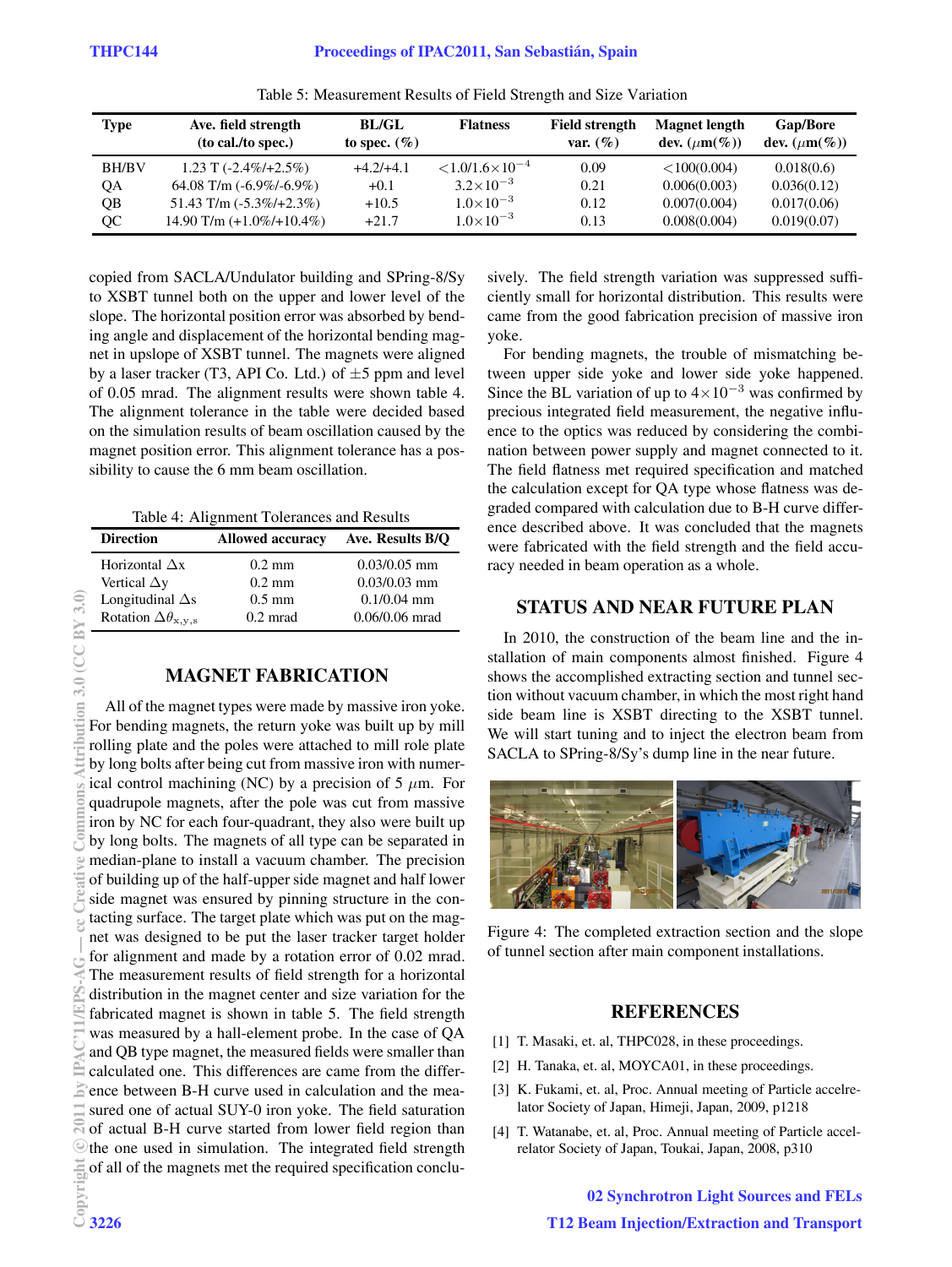Table 5: Measurement Results of Field Strength and Size Variation

| Type | Ave. field strength (to cal./to spec.) | BL/GL to spec. (%) | Flatness | Field strength var. (%) | Magnet length dev. ($\mu$m(%)) | Gap/Bore dev. ($\mu$m(%)) |
|---|---|---|---|---|---|---|
| BH/BV | 1.23 T (-2.4%/+2.5%) | +4.2/+4.1 | $<1.0/1.6\times10^{-4}$ | 0.09 | <100(0.004) | 0.018(0.6) |
| QA | 64.08 T/m (-6.9%/-6.9%) | +0.1 | $3.2\times10^{-3}$ | 0.21 | 0.006(0.003) | 0.036(0.12) |
| QB | 51.43 T/m (-5.3%/+2.3%) | +10.5 | $1.0\times10^{-3}$ | 0.12 | 0.007(0.004) | 0.017(0.06) |
| QC | 14.90 T/m (+1.0%/+10.4%) | +21.7 | $1.0\times10^{-3}$ | 0.13 | 0.008(0.004) | 0.019(0.07) |

copied from SACLA/Undulator building and SPring-8/Sy to XSBT tunnel both on the upper and lower level of the slope. The horizontal position error was absorbed by bending angle and displacement of the horizontal bending magnet in upslope of XSBT tunnel. The magnets were aligned by a laser tracker (T3, API Co. Ltd.) of ±5 ppm and level of 0.05 mrad. The alignment results were shown table 4. The alignment tolerance in the table were decided based on the simulation results of beam oscillation caused by the magnet position error. This alignment tolerance has a possibility to cause the 6 mm beam oscillation.

Table 4: Alignment Tolerances and Results

| Direction | Allowed accuracy | Ave. Results B/Q |
|---|---|---|
| Horizontal $\Delta$x | 0.2 mm | 0.03/0.05 mm |
| Vertical $\Delta$y | 0.2 mm | 0.03/0.03 mm |
| Longitudinal $\Delta$s | 0.5 mm | 0.1/0.04 mm |
| Rotation $\Delta\theta_{x,y,s}$ | 0.2 mrad | 0.06/0.06 mrad |

## MAGNET FABRICATION

All of the magnet types were made by massive iron yoke. For bending magnets, the return yoke was built up by mill rolling plate and the poles were attached to mill role plate by long bolts after being cut from massive iron with numerical control machining (NC) by a precision of 5 $\mu$m. For quadrupole magnets, after the pole was cut from massive iron by NC for each four-quadrant, they also were built up by long bolts. The magnets of all type can be separated in median-plane to install a vacuum chamber. The precision of building up of the half-upper side magnet and half lower side magnet was ensured by pinning structure in the contacting surface. The target plate which was put on the magnet was designed to be put the laser tracker target holder for alignment and made by a rotation error of 0.02 mrad. The measurement results of field strength for a horizontal distribution in the magnet center and size variation for the fabricated magnet is shown in table 5. The field strength was measured by a hall-element probe. In the case of QA and QB type magnet, the measured fields were smaller than calculated one. This differences are came from the difference between B-H curve used in calculation and the measured one of actual SUY-0 iron yoke. The field saturation of actual B-H curve started from lower field region than the one used in simulation. The integrated field strength of all of the magnets met the required specification conclusively. The field strength variation was suppressed sufficiently small for horizontal distribution. This results were came from the good fabrication precision of massive iron yoke.

For bending magnets, the trouble of mismatching between upper side yoke and lower side yoke happened. Since the BL variation of up to $4\times10^{-3}$ was confirmed by precious integrated field measurement, the negative influence to the optics was reduced by considering the combination between power supply and magnet connected to it. The field flatness met required specification and matched the calculation except for QA type whose flatness was degraded compared with calculation due to B-H curve difference described above. It was concluded that the magnets were fabricated with the field strength and the field accuracy needed in beam operation as a whole.

## STATUS AND NEAR FUTURE PLAN

In 2010, the construction of the beam line and the installation of main components almost finished. Figure 4 shows the accomplished extracting section and tunnel section without vacuum chamber, in which the most right hand side beam line is XSBT directing to the XSBT tunnel. We will start tuning and to inject the electron beam from SACLA to SPring-8/Sy's dump line in the near future.

Figure 4: The completed extraction section and the slope of tunnel section after main component installations.

## REFERENCES

[1] T. Masaki, et. al, THPC028, in these proceedings.

[2] H. Tanaka, et. al, MOYCA01, in these proceedings.

[3] K. Fukami, et. al, Proc. Annual meeting of Particle accelrelator Society of Japan, Himeji, Japan, 2009, p1218

[4] T. Watanabe, et. al, Proc. Annual meeting of Particle accelrelator Society of Japan, Toukai, Japan, 2008, p310